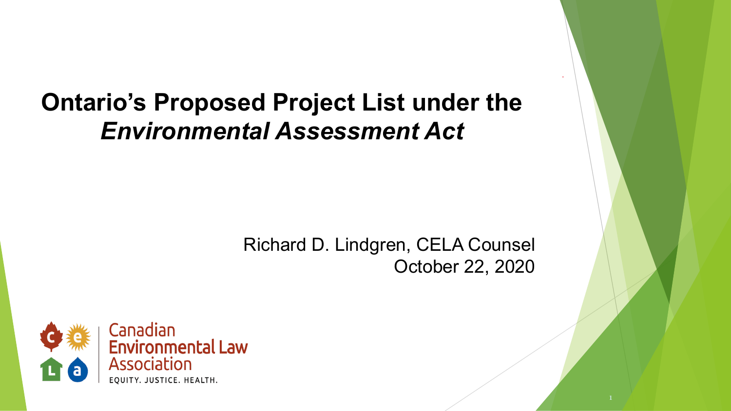# Ontario's Proposed Project List under the *Environmental Assessment Act*

Richard D. Lindgren, CELA Counsel
October 22, 2020

Canadian Environmental Law Association
EQUITY. JUSTICE. HEALTH.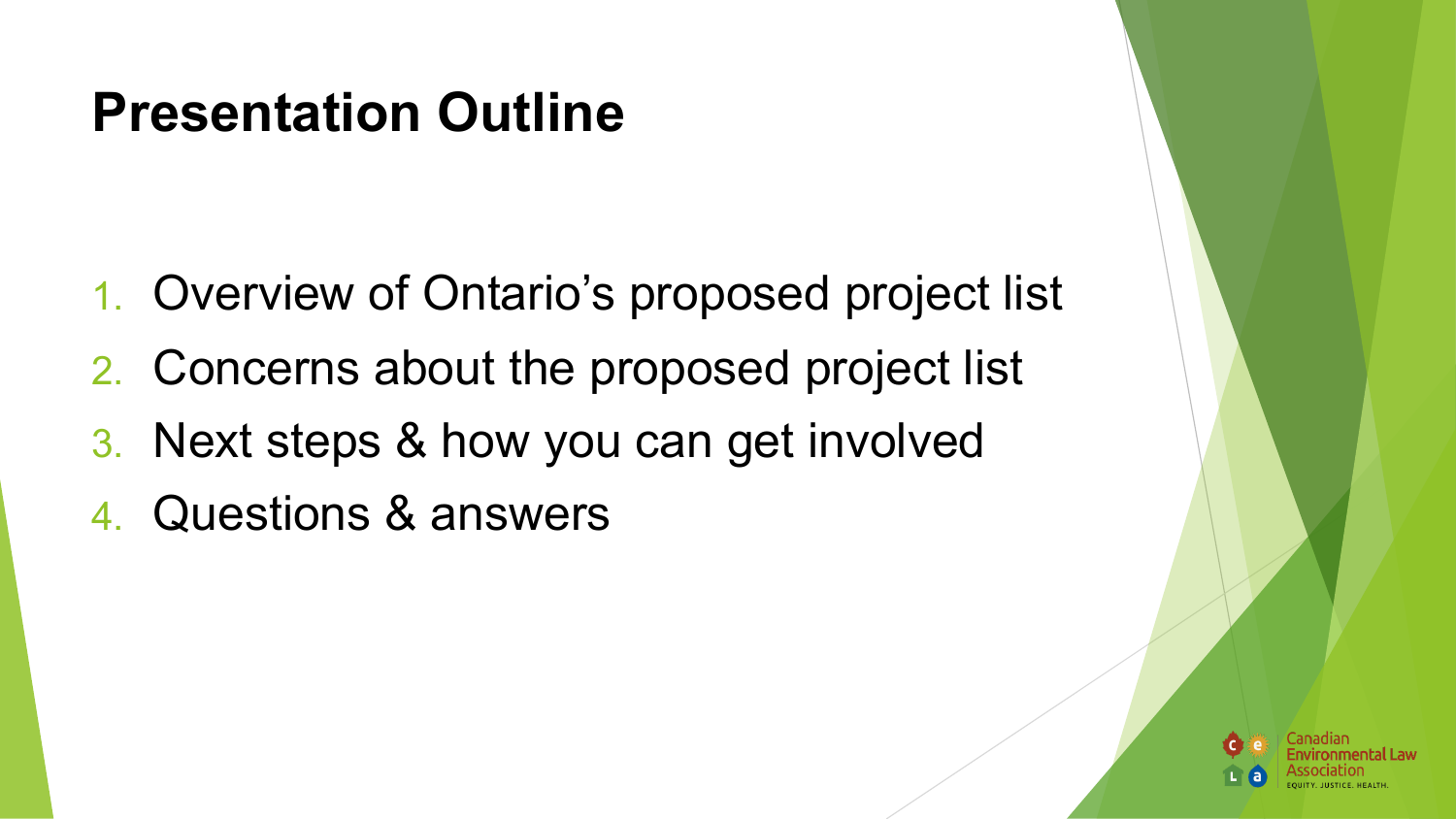# Presentation Outline

1. Overview of Ontario's proposed project list
2. Concerns about the proposed project list
3. Next steps & how you can get involved
4. Questions & answers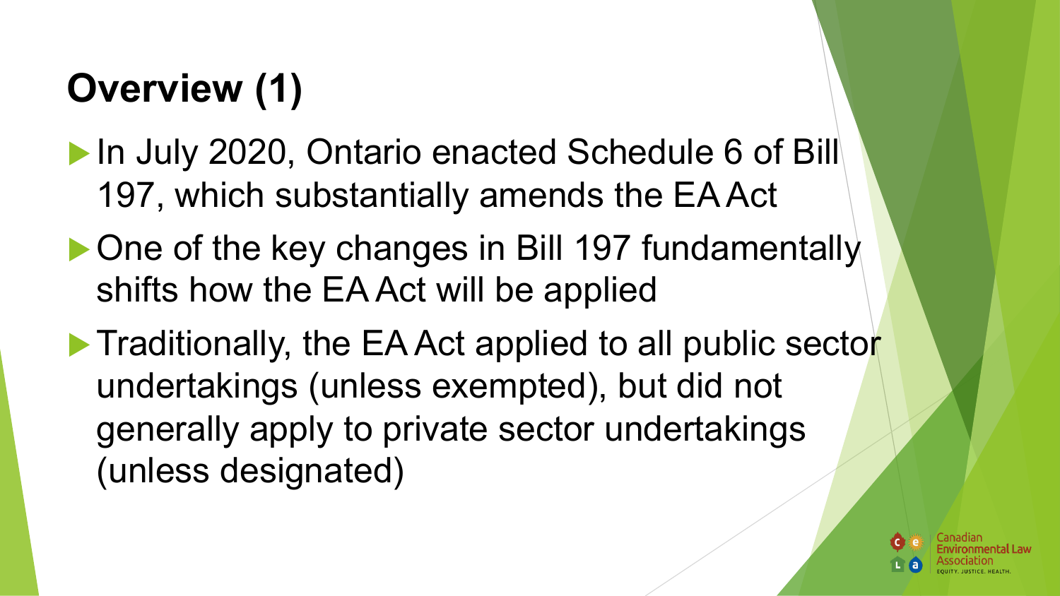# Overview (1)

- In July 2020, Ontario enacted Schedule 6 of Bill 197, which substantially amends the EA Act
- One of the key changes in Bill 197 fundamentally shifts how the EA Act will be applied
- Traditionally, the EA Act applied to all public sector undertakings (unless exempted), but did not generally apply to private sector undertakings (unless designated)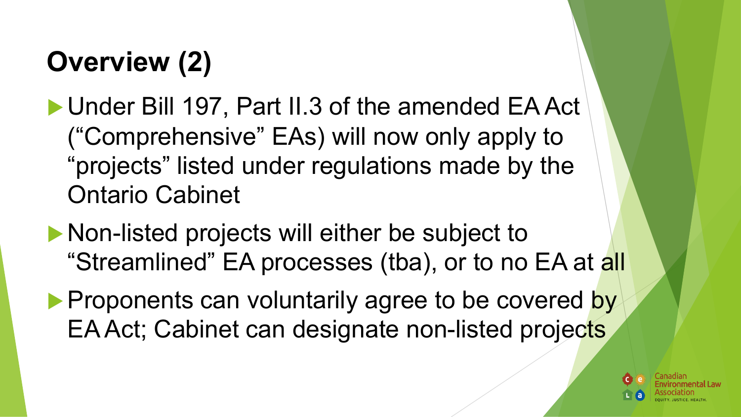# Overview (2)

- Under Bill 197, Part II.3 of the amended EA Act ("Comprehensive" EAs) will now only apply to "projects" listed under regulations made by the Ontario Cabinet
- Non-listed projects will either be subject to "Streamlined" EA processes (tba), or to no EA at all
- Proponents can voluntarily agree to be covered by EA Act; Cabinet can designate non-listed projects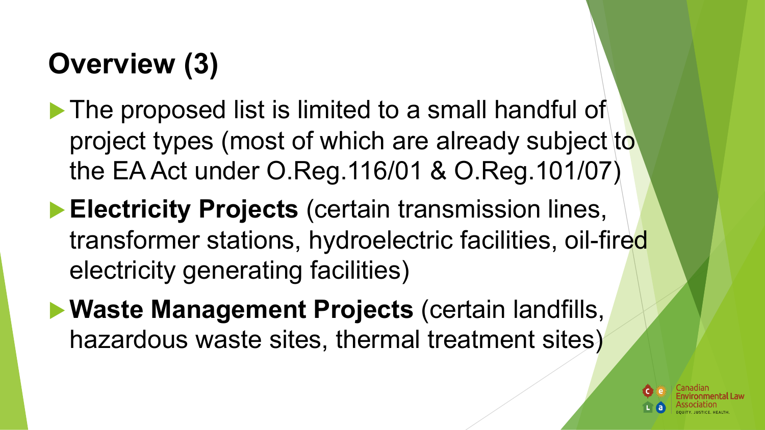# Overview (3)

- The proposed list is limited to a small handful of project types (most of which are already subject to the EA Act under O.Reg.116/01 & O.Reg.101/07)
- **Electricity Projects** (certain transmission lines, transformer stations, hydroelectric facilities, oil-fired electricity generating facilities)
- **Waste Management Projects** (certain landfills, hazardous waste sites, thermal treatment sites)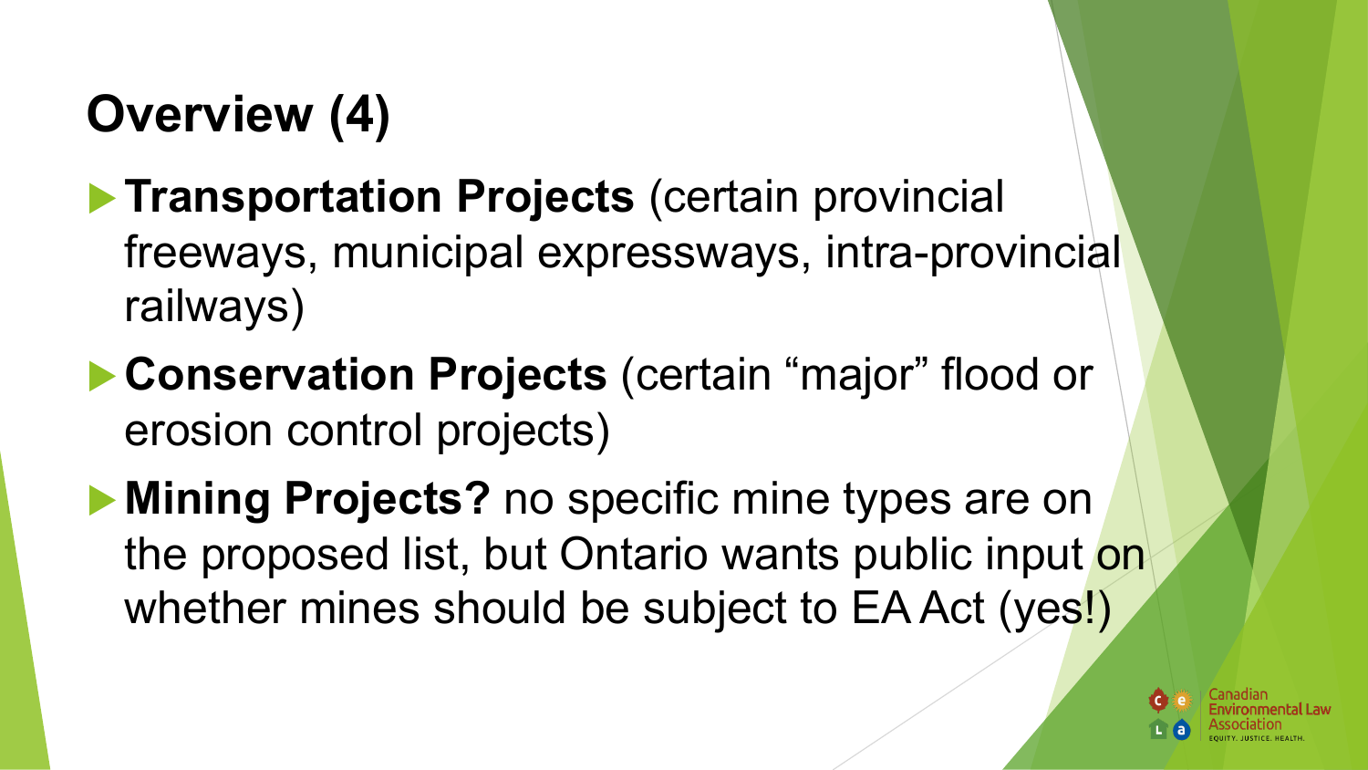# Overview (4)

- **Transportation Projects** (certain provincial freeways, municipal expressways, intra-provincial railways)
- **Conservation Projects** (certain "major" flood or erosion control projects)
- **Mining Projects?** no specific mine types are on the proposed list, but Ontario wants public input on whether mines should be subject to EA Act (yes!)

Canadian Environmental Law Association
EQUITY. JUSTICE. HEALTH.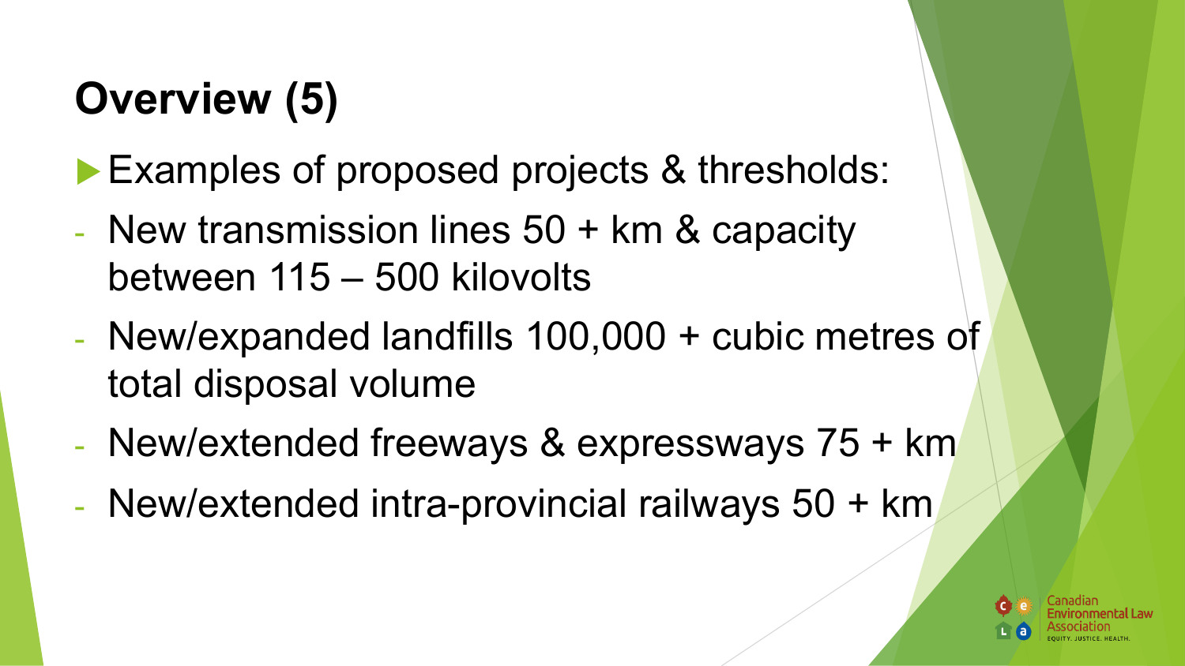# Overview (5)

- Examples of proposed projects & thresholds:
  - New transmission lines 50 + km & capacity between 115 – 500 kilovolts
  - New/expanded landfills 100,000 + cubic metres of total disposal volume
  - New/extended freeways & expressways 75 + km
  - New/extended intra-provincial railways 50 + km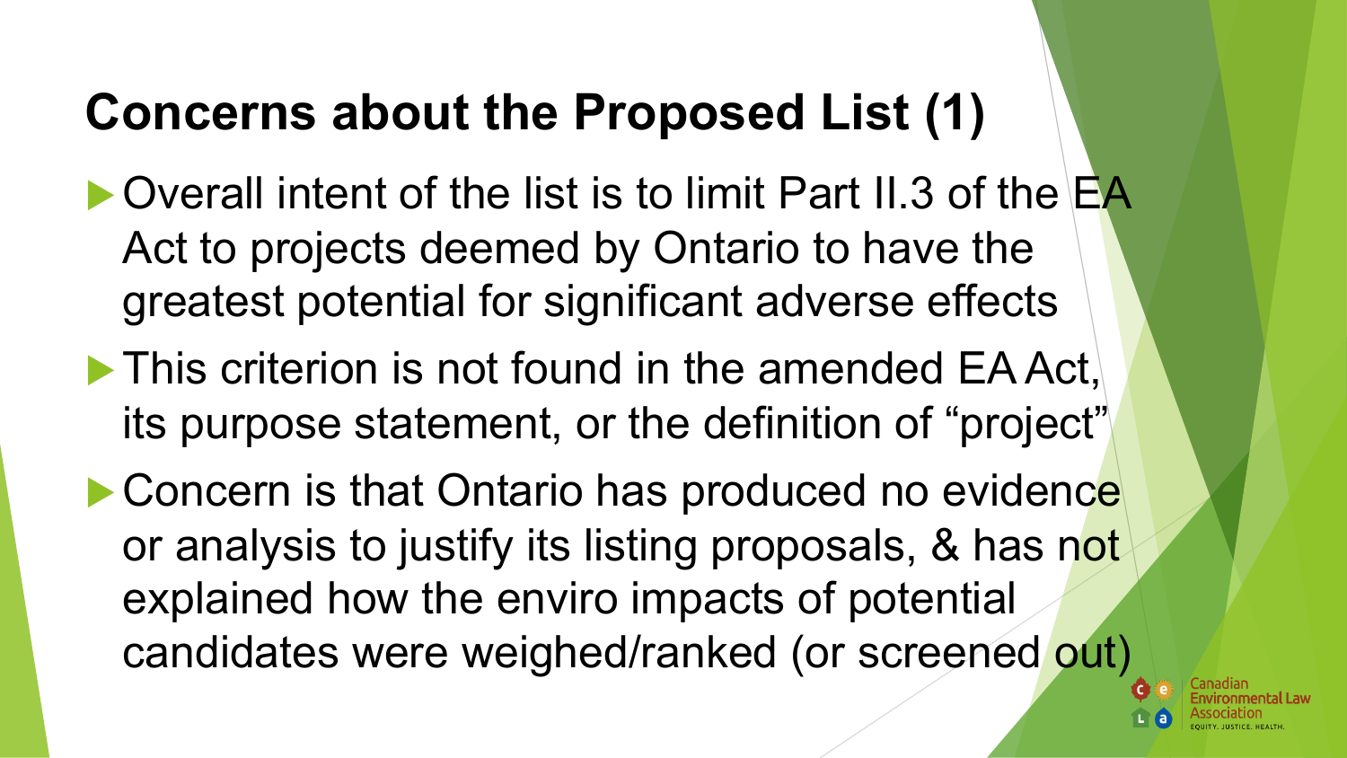# Concerns about the Proposed List (1)

- Overall intent of the list is to limit Part II.3 of the EA Act to projects deemed by Ontario to have the greatest potential for significant adverse effects
- This criterion is not found in the amended EA Act, its purpose statement, or the definition of "project"
- Concern is that Ontario has produced no evidence or analysis to justify its listing proposals, & has not explained how the enviro impacts of potential candidates were weighed/ranked (or screened out)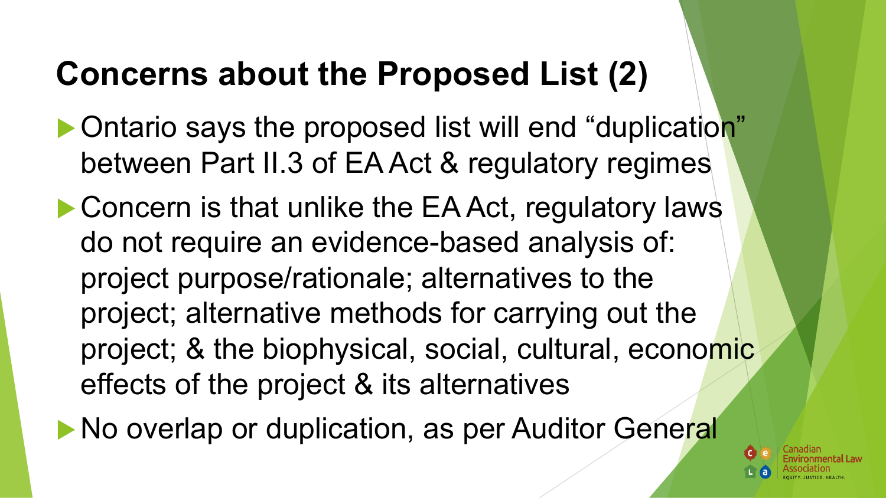# Concerns about the Proposed List (2)

- Ontario says the proposed list will end "duplication" between Part II.3 of EA Act & regulatory regimes
- Concern is that unlike the EA Act, regulatory laws do not require an evidence-based analysis of: project purpose/rationale; alternatives to the project; alternative methods for carrying out the project; & the biophysical, social, cultural, economic effects of the project & its alternatives
- No overlap or duplication, as per Auditor General

Canadian Environmental Law Association
EQUITY. JUSTICE. HEALTH.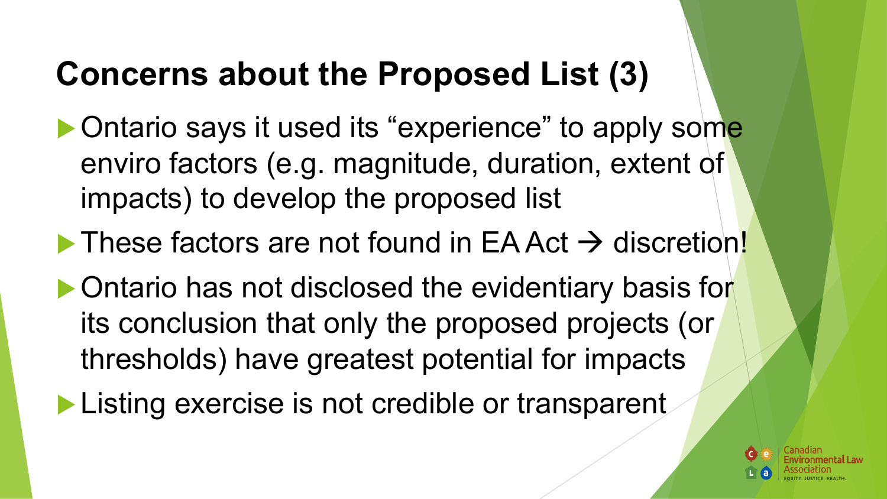# Concerns about the Proposed List (3)

- Ontario says it used its “experience” to apply some enviro factors (e.g. magnitude, duration, extent of impacts) to develop the proposed list
- These factors are not found in EA Act → discretion!
- Ontario has not disclosed the evidentiary basis for its conclusion that only the proposed projects (or thresholds) have greatest potential for impacts
- Listing exercise is not credible or transparent

Canadian Environmental Law Association
EQUITY. JUSTICE. HEALTH.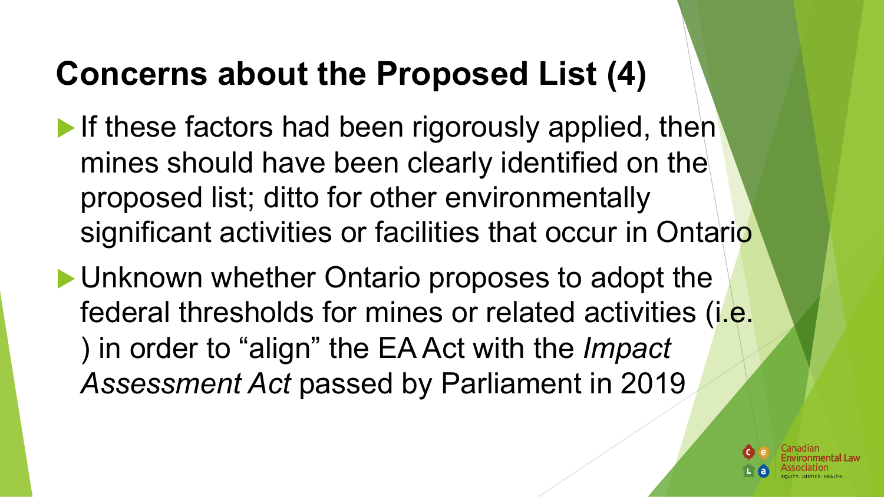# Concerns about the Proposed List (4)

- If these factors had been rigorously applied, then mines should have been clearly identified on the proposed list; ditto for other environmentally significant activities or facilities that occur in Ontario
- Unknown whether Ontario proposes to adopt the federal thresholds for mines or related activities (i.e. ) in order to “align” the EA Act with the *Impact Assessment Act* passed by Parliament in 2019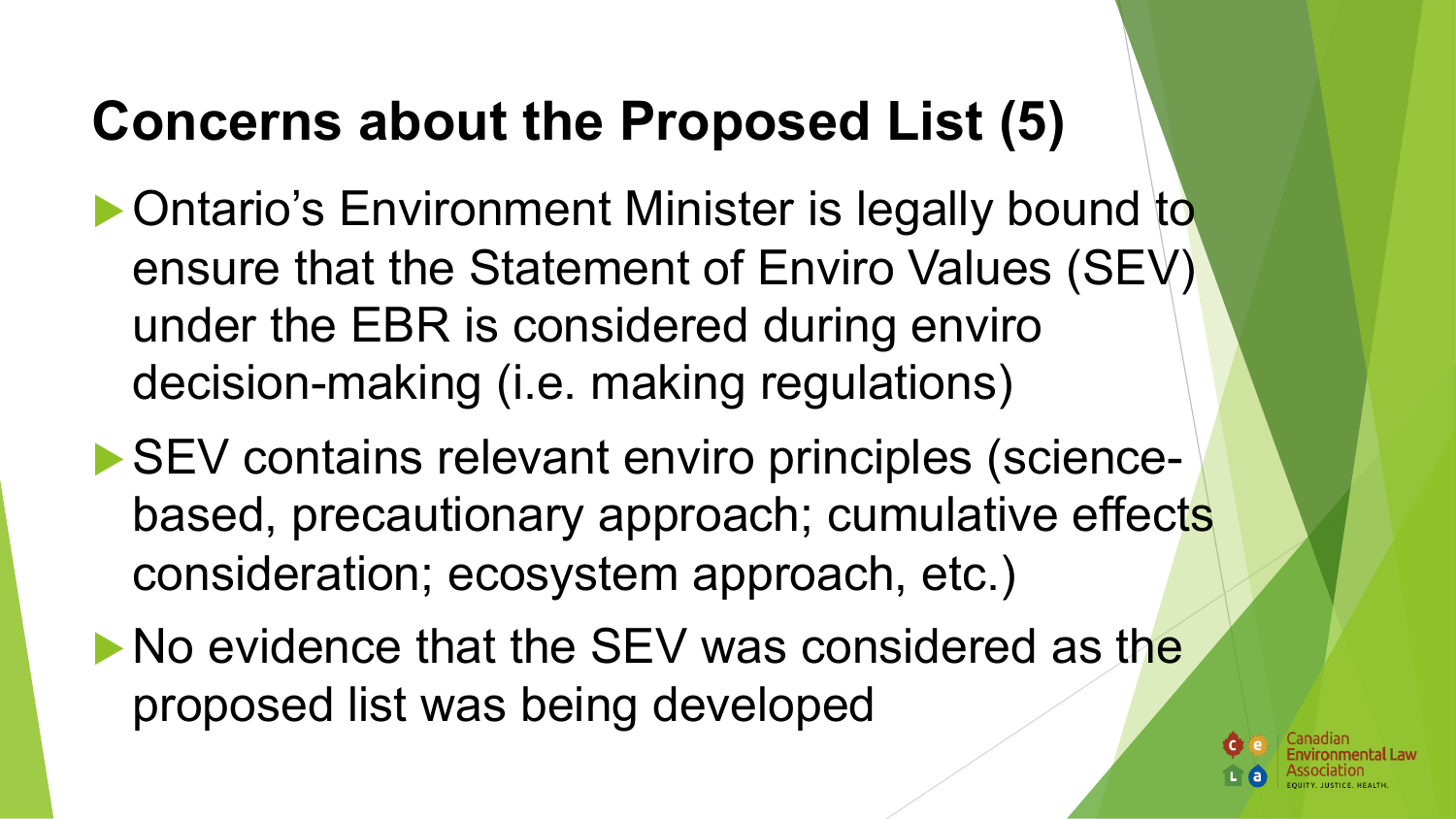# Concerns about the Proposed List (5)

- Ontario's Environment Minister is legally bound to ensure that the Statement of Enviro Values (SEV) under the EBR is considered during enviro decision-making (i.e. making regulations)
- SEV contains relevant enviro principles (science-based, precautionary approach; cumulative effects consideration; ecosystem approach, etc.)
- No evidence that the SEV was considered as the proposed list was being developed

Canadian Environmental Law Association
EQUITY. JUSTICE. HEALTH.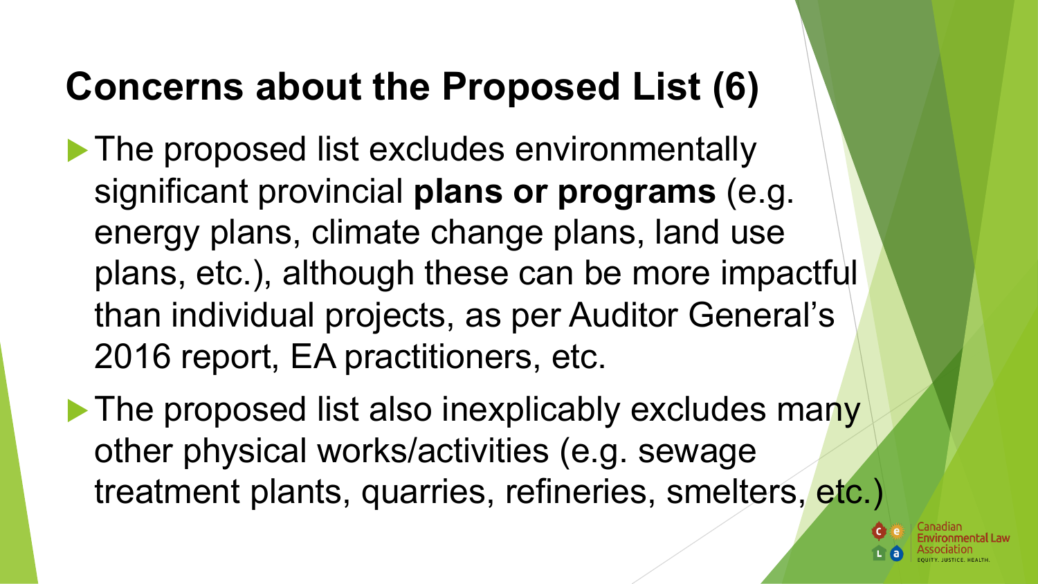# Concerns about the Proposed List (6)

- The proposed list excludes environmentally significant provincial **plans or programs** (e.g. energy plans, climate change plans, land use plans, etc.), although these can be more impactful than individual projects, as per Auditor General's 2016 report, EA practitioners, etc.
- The proposed list also inexplicably excludes many other physical works/activities (e.g. sewage treatment plants, quarries, refineries, smelters, etc.)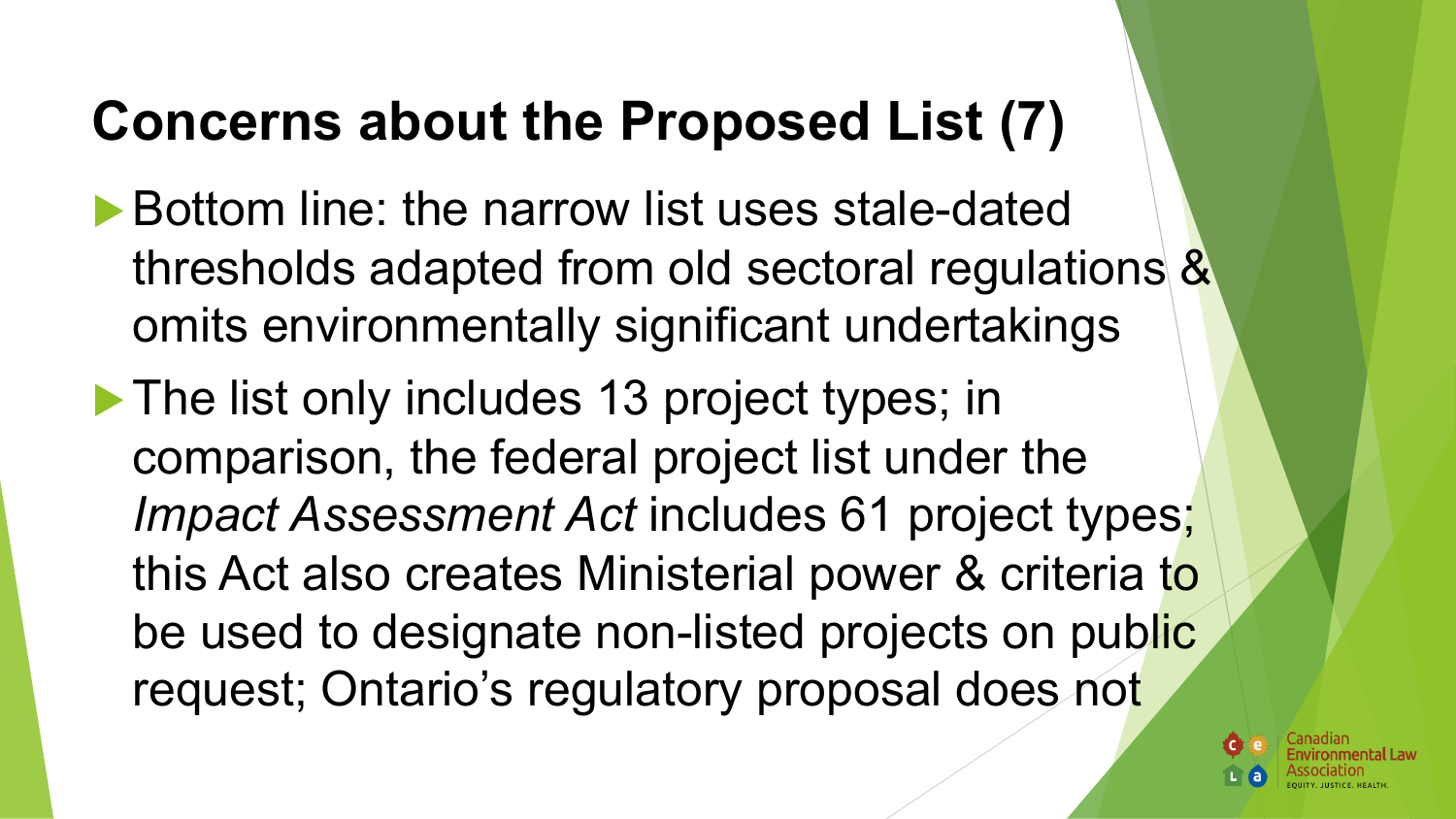# Concerns about the Proposed List (7)

- Bottom line: the narrow list uses stale-dated thresholds adapted from old sectoral regulations & omits environmentally significant undertakings
- The list only includes 13 project types; in comparison, the federal project list under the *Impact Assessment Act* includes 61 project types; this Act also creates Ministerial power & criteria to be used to designate non-listed projects on public request; Ontario's regulatory proposal does not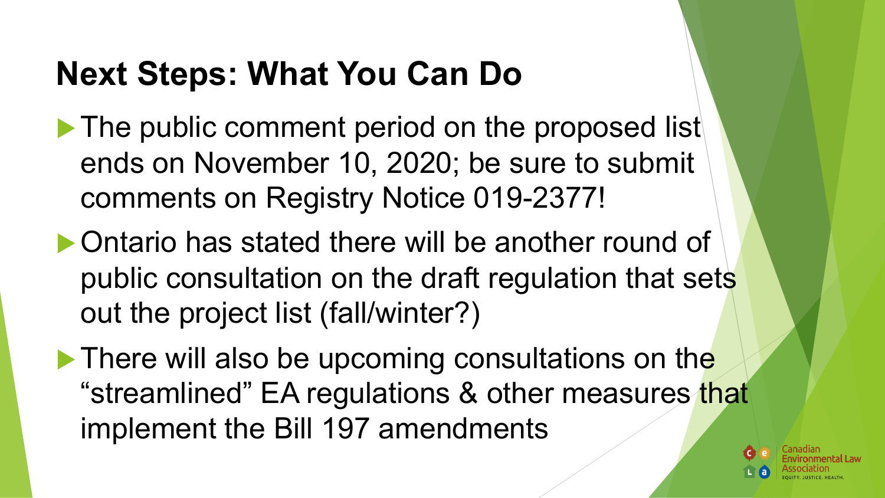# Next Steps: What You Can Do

- The public comment period on the proposed list ends on November 10, 2020; be sure to submit comments on Registry Notice 019-2377!
- Ontario has stated there will be another round of public consultation on the draft regulation that sets out the project list (fall/winter?)
- There will also be upcoming consultations on the "streamlined" EA regulations & other measures that implement the Bill 197 amendments

Canadian Environmental Law Association
EQUITY. JUSTICE. HEALTH.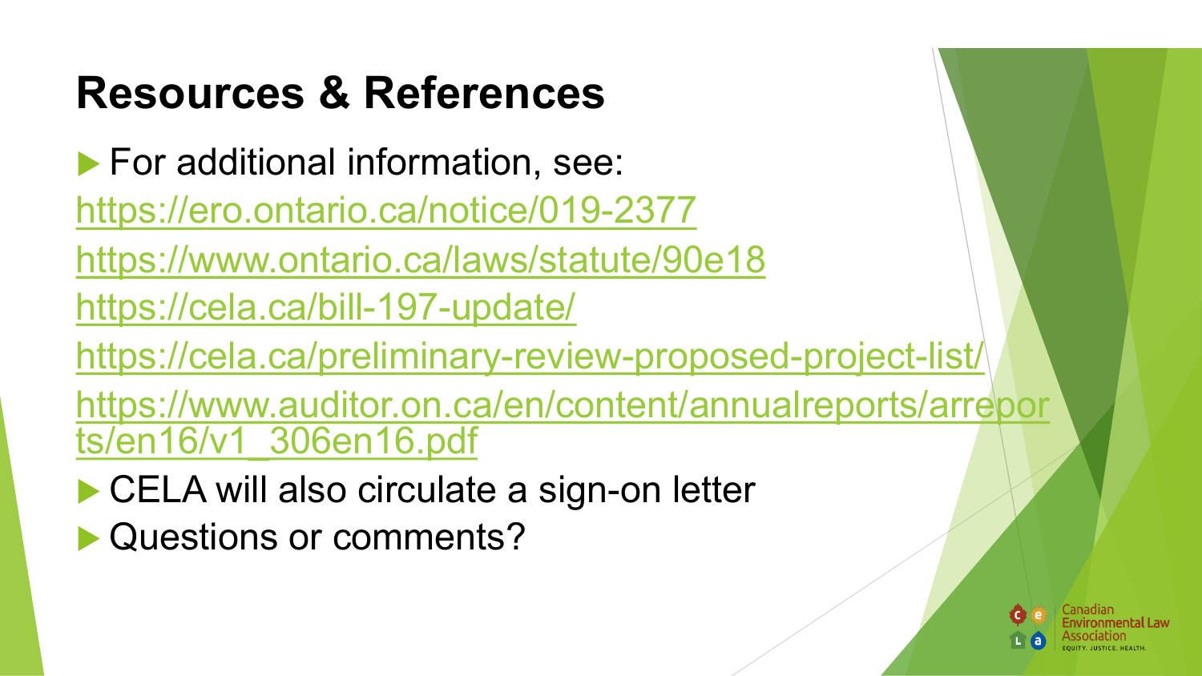# Resources & References

- For additional information, see:

https://ero.ontario.ca/notice/019-2377

https://www.ontario.ca/laws/statute/90e18

https://cela.ca/bill-197-update/

https://cela.ca/preliminary-review-proposed-project-list/

https://www.auditor.on.ca/en/content/annualreports/arreports/en16/v1_306en16.pdf

- CELA will also circulate a sign-on letter
- Questions or comments?

Canadian Environmental Law Association
EQUITY. JUSTICE. HEALTH.